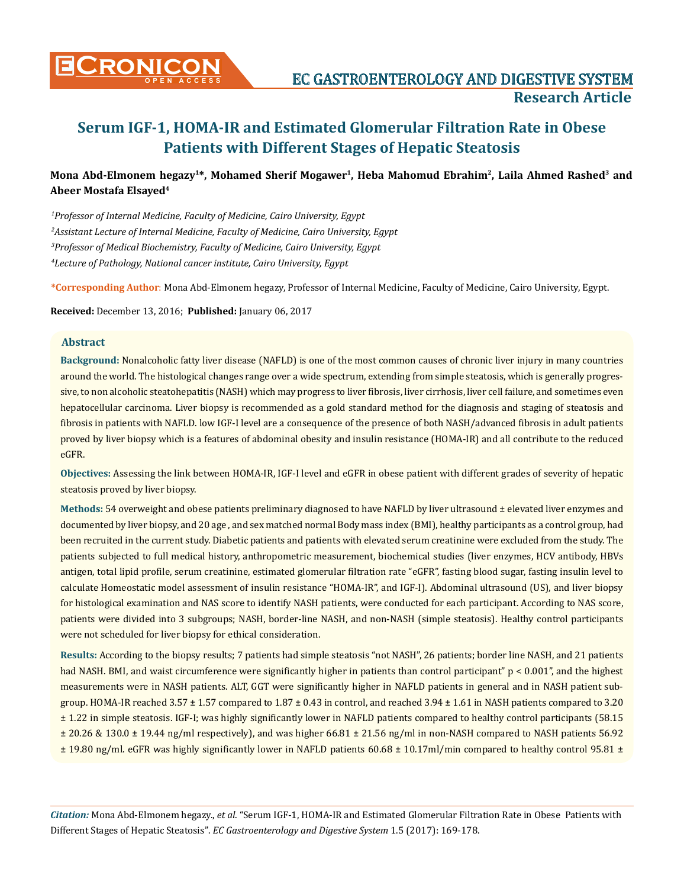# Serum IGF-1, HOMA-IR and Estimated Glomerular Filtration Rate in Obese Patients with Different Stages of Hepatic Steatosis

**Mona Abd-Elmonem hegazy[1]*, Mohamed Sherif Mogawer[1], Heba Mahomud Ebrahim[2], Laila Ahmed Rashed[3] and Abeer Mostafa Elsayed[4]**

*[1]Professor of Internal Medicine, Faculty of Medicine, Cairo University, Egypt*

*[2]Assistant Lecture of Internal Medicine, Faculty of Medicine, Cairo University, Egypt*

*[3]Professor of Medical Biochemistry, Faculty of Medicine, Cairo University, Egypt*

*[4]Lecture of Pathology, National cancer institute, Cairo University, Egypt*

**\*Corresponding Author:** Mona Abd-Elmonem hegazy, Professor of Internal Medicine, Faculty of Medicine, Cairo University, Egypt.

**Received:** December 13, 2016; **Published:** January 06, 2017

## Abstract

**Background:** Nonalcoholic fatty liver disease (NAFLD) is one of the most common causes of chronic liver injury in many countries around the world. The histological changes range over a wide spectrum, extending from simple steatosis, which is generally progressive, to non alcoholic steatohepatitis (NASH) which may progress to liver fibrosis, liver cirrhosis, liver cell failure, and sometimes even hepatocellular carcinoma. Liver biopsy is recommended as a gold standard method for the diagnosis and staging of steatosis and fibrosis in patients with NAFLD. low IGF-I level are a consequence of the presence of both NASH/advanced fibrosis in adult patients proved by liver biopsy which is a features of abdominal obesity and insulin resistance (HOMA-IR) and all contribute to the reduced eGFR.

**Objectives:** Assessing the link between HOMA-IR, IGF-I level and eGFR in obese patient with different grades of severity of hepatic steatosis proved by liver biopsy.

**Methods:** 54 overweight and obese patients preliminary diagnosed to have NAFLD by liver ultrasound ± elevated liver enzymes and documented by liver biopsy, and 20 age , and sex matched normal Body mass index (BMI), healthy participants as a control group, had been recruited in the current study. Diabetic patients and patients with elevated serum creatinine were excluded from the study. The patients subjected to full medical history, anthropometric measurement, biochemical studies (liver enzymes, HCV antibody, HBVs antigen, total lipid profile, serum creatinine, estimated glomerular filtration rate "eGFR", fasting blood sugar, fasting insulin level to calculate Homeostatic model assessment of insulin resistance "HOMA-IR", and IGF-I). Abdominal ultrasound (US), and liver biopsy for histological examination and NAS score to identify NASH patients, were conducted for each participant. According to NAS score, patients were divided into 3 subgroups; NASH, border-line NASH, and non-NASH (simple steatosis). Healthy control participants were not scheduled for liver biopsy for ethical consideration.

**Results:** According to the biopsy results; 7 patients had simple steatosis "not NASH", 26 patients; border line NASH, and 21 patients had NASH. BMI, and waist circumference were significantly higher in patients than control participant" $p < 0.001$", and the highest measurements were in NASH patients. ALT, GGT were significantly higher in NAFLD patients in general and in NASH patient subgroup. HOMA-IR reached 3.57 ± 1.57 compared to 1.87 ± 0.43 in control, and reached 3.94 ± 1.61 in NASH patients compared to 3.20 ± 1.22 in simple steatosis. IGF-I; was highly significantly lower in NAFLD patients compared to healthy control participants (58.15 ± 20.26 & 130.0 ± 19.44 ng/ml respectively), and was higher 66.81 ± 21.56 ng/ml in non-NASH compared to NASH patients 56.92 ± 19.80 ng/ml. eGFR was highly significantly lower in NAFLD patients 60.68 ± 10.17ml/min compared to healthy control 95.81 ±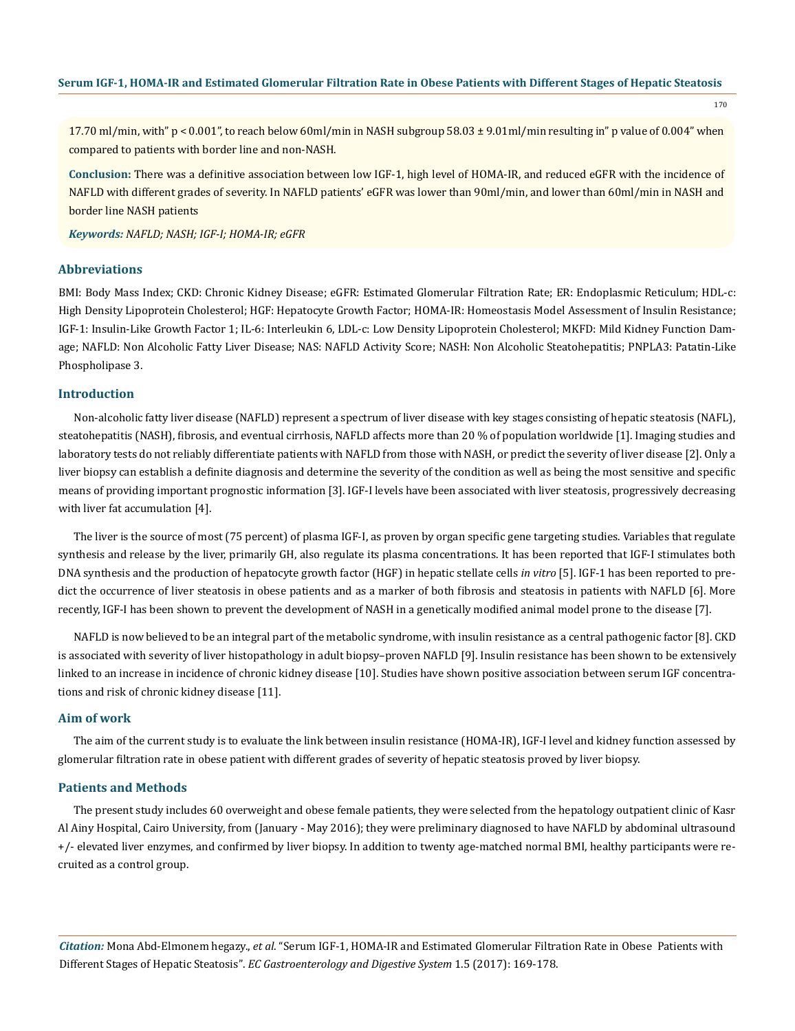17.70 ml/min, with" $p < 0.001$", to reach below 60ml/min in NASH subgroup 58.03 ± 9.01ml/min resulting in" p value of 0.004" when compared to patients with border line and non-NASH.

**Conclusion:** There was a definitive association between low IGF-1, high level of HOMA-IR, and reduced eGFR with the incidence of NAFLD with different grades of severity. In NAFLD patients' eGFR was lower than 90ml/min, and lower than 60ml/min in NASH and border line NASH patients

***Keywords:*** *NAFLD; NASH; IGF-I; HOMA-IR; eGFR*

## Abbreviations

BMI: Body Mass Index; CKD: Chronic Kidney Disease; eGFR: Estimated Glomerular Filtration Rate; ER: Endoplasmic Reticulum; HDL-c: High Density Lipoprotein Cholesterol; HGF: Hepatocyte Growth Factor; HOMA-IR: Homeostasis Model Assessment of Insulin Resistance; IGF-1: Insulin-Like Growth Factor 1; IL-6: Interleukin 6, LDL-c: Low Density Lipoprotein Cholesterol; MKFD: Mild Kidney Function Damage; NAFLD: Non Alcoholic Fatty Liver Disease; NAS: NAFLD Activity Score; NASH: Non Alcoholic Steatohepatitis; PNPLA3: Patatin-Like Phospholipase 3.

## Introduction

Non-alcoholic fatty liver disease (NAFLD) represent a spectrum of liver disease with key stages consisting of hepatic steatosis (NAFL), steatohepatitis (NASH), fibrosis, and eventual cirrhosis, NAFLD affects more than 20 % of population worldwide [1]. Imaging studies and laboratory tests do not reliably differentiate patients with NAFLD from those with NASH, or predict the severity of liver disease [2]. Only a liver biopsy can establish a definite diagnosis and determine the severity of the condition as well as being the most sensitive and specific means of providing important prognostic information [3]. IGF-I levels have been associated with liver steatosis, progressively decreasing with liver fat accumulation [4].

The liver is the source of most (75 percent) of plasma IGF-I, as proven by organ specific gene targeting studies. Variables that regulate synthesis and release by the liver, primarily GH, also regulate its plasma concentrations. It has been reported that IGF-I stimulates both DNA synthesis and the production of hepatocyte growth factor (HGF) in hepatic stellate cells *in vitro* [5]. IGF-1 has been reported to predict the occurrence of liver steatosis in obese patients and as a marker of both fibrosis and steatosis in patients with NAFLD [6]. More recently, IGF-I has been shown to prevent the development of NASH in a genetically modified animal model prone to the disease [7].

NAFLD is now believed to be an integral part of the metabolic syndrome, with insulin resistance as a central pathogenic factor [8]. CKD is associated with severity of liver histopathology in adult biopsy–proven NAFLD [9]. Insulin resistance has been shown to be extensively linked to an increase in incidence of chronic kidney disease [10]. Studies have shown positive association between serum IGF concentrations and risk of chronic kidney disease [11].

## Aim of work

The aim of the current study is to evaluate the link between insulin resistance (HOMA-IR), IGF-I level and kidney function assessed by glomerular filtration rate in obese patient with different grades of severity of hepatic steatosis proved by liver biopsy.

## Patients and Methods

The present study includes 60 overweight and obese female patients, they were selected from the hepatology outpatient clinic of Kasr Al Ainy Hospital, Cairo University, from (January - May 2016); they were preliminary diagnosed to have NAFLD by abdominal ultrasound +/- elevated liver enzymes, and confirmed by liver biopsy. In addition to twenty age-matched normal BMI, healthy participants were recruited as a control group.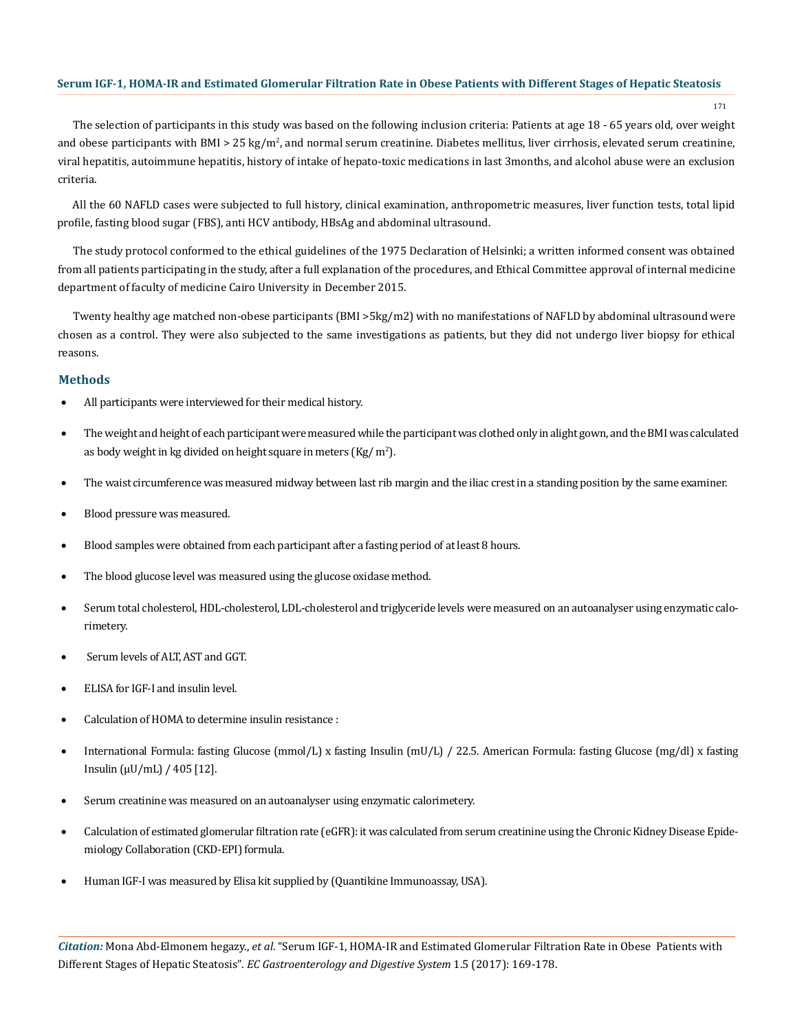The selection of participants in this study was based on the following inclusion criteria: Patients at age 18 - 65 years old, over weight and obese participants with BMI > 25 kg/$m^2$, and normal serum creatinine. Diabetes mellitus, liver cirrhosis, elevated serum creatinine, viral hepatitis, autoimmune hepatitis, history of intake of hepato-toxic medications in last 3months, and alcohol abuse were an exclusion criteria.

All the 60 NAFLD cases were subjected to full history, clinical examination, anthropometric measures, liver function tests, total lipid profile, fasting blood sugar (FBS), anti HCV antibody, HBsAg and abdominal ultrasound.

The study protocol conformed to the ethical guidelines of the 1975 Declaration of Helsinki; a written informed consent was obtained from all patients participating in the study, after a full explanation of the procedures, and Ethical Committee approval of internal medicine department of faculty of medicine Cairo University in December 2015.

Twenty healthy age matched non-obese participants (BMI >5kg/m2) with no manifestations of NAFLD by abdominal ultrasound were chosen as a control. They were also subjected to the same investigations as patients, but they did not undergo liver biopsy for ethical reasons.

## Methods

- All participants were interviewed for their medical history.
- The weight and height of each participant were measured while the participant was clothed only in alight gown, and the BMI was calculated as body weight in kg divided on height square in meters (Kg/ $m^2$).
- The waist circumference was measured midway between last rib margin and the iliac crest in a standing position by the same examiner.
- Blood pressure was measured.
- Blood samples were obtained from each participant after a fasting period of at least 8 hours.
- The blood glucose level was measured using the glucose oxidase method.
- Serum total cholesterol, HDL-cholesterol, LDL-cholesterol and triglyceride levels were measured on an autoanalyser using enzymatic calorimetery.
- Serum levels of ALT, AST and GGT.
- ELISA for IGF-I and insulin level.
- Calculation of HOMA to determine insulin resistance :
- International Formula: fasting Glucose (mmol/L) x fasting Insulin (mU/L) / 22.5. American Formula: fasting Glucose (mg/dl) x fasting Insulin (μU/mL) / 405 [12].
- Serum creatinine was measured on an autoanalyser using enzymatic calorimetry.
- Calculation of estimated glomerular filtration rate (eGFR): it was calculated from serum creatinine using the Chronic Kidney Disease Epidemiology Collaboration (CKD-EPI) formula.
- Human IGF-I was measured by Elisa kit supplied by (Quantikine Immunoassay, USA).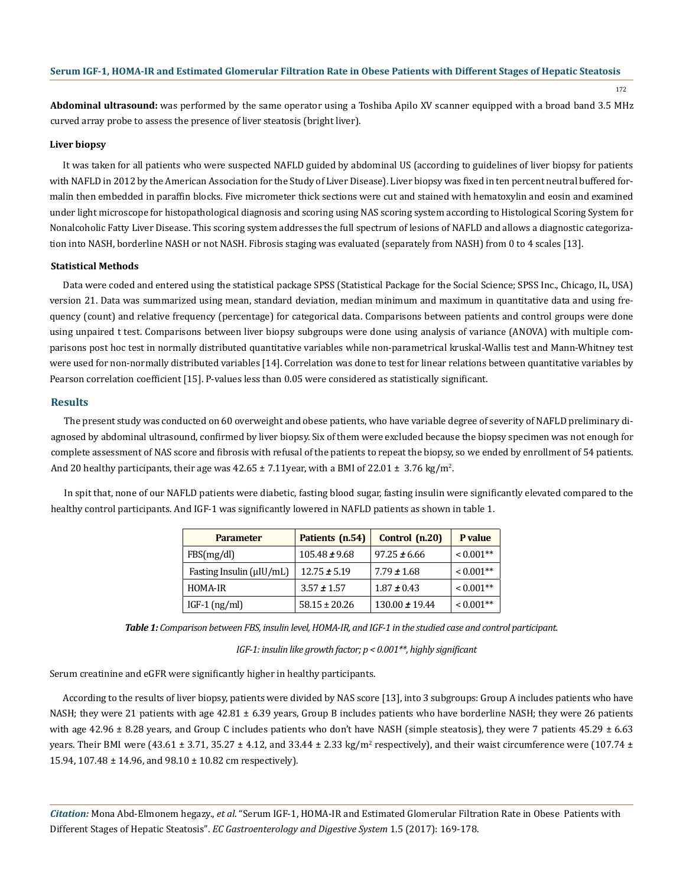**Abdominal ultrasound:** was performed by the same operator using a Toshiba Apilo XV scanner equipped with a broad band 3.5 MHz curved array probe to assess the presence of liver steatosis (bright liver).

### Liver biopsy

It was taken for all patients who were suspected NAFLD guided by abdominal US (according to guidelines of liver biopsy for patients with NAFLD in 2012 by the American Association for the Study of Liver Disease). Liver biopsy was fixed in ten percent neutral buffered formalin then embedded in paraffin blocks. Five micrometer thick sections were cut and stained with hematoxylin and eosin and examined under light microscope for histopathological diagnosis and scoring using NAS scoring system according to Histological Scoring System for Nonalcoholic Fatty Liver Disease. This scoring system addresses the full spectrum of lesions of NAFLD and allows a diagnostic categorization into NASH, borderline NASH or not NASH. Fibrosis staging was evaluated (separately from NASH) from 0 to 4 scales [13].

### Statistical Methods

Data were coded and entered using the statistical package SPSS (Statistical Package for the Social Science; SPSS Inc., Chicago, IL, USA) version 21. Data was summarized using mean, standard deviation, median minimum and maximum in quantitative data and using frequency (count) and relative frequency (percentage) for categorical data. Comparisons between patients and control groups were done using unpaired t test. Comparisons between liver biopsy subgroups were done using analysis of variance (ANOVA) with multiple comparisons post hoc test in normally distributed quantitative variables while non-parametrical kruskal-Wallis test and Mann-Whitney test were used for non-normally distributed variables [14]. Correlation was done to test for linear relations between quantitative variables by Pearson correlation coefficient [15]. P-values less than 0.05 were considered as statistically significant.

## Results

The present study was conducted on 60 overweight and obese patients, who have variable degree of severity of NAFLD preliminary diagnosed by abdominal ultrasound, confirmed by liver biopsy. Six of them were excluded because the biopsy specimen was not enough for complete assessment of NAS score and fibrosis with refusal of the patients to repeat the biopsy, so we ended by enrollment of 54 patients. And 20 healthy participants, their age was 42.65 ± 7.11year, with a BMI of 22.01 ± 3.76 kg/m$^2$.

In spit that, none of our NAFLD patients were diabetic, fasting blood sugar, fasting insulin were significantly elevated compared to the healthy control participants. And IGF-1 was significantly lowered in NAFLD patients as shown in table 1.

| Parameter | Patients (n.54) | Control (n.20) | P value |
|---|---|---|---|
| FBS(mg/dl) | 105.48 ± 9.68 | 97.25 ± 6.66 | < 0.001** |
| Fasting Insulin (μIU/mL) | 12.75 ± 5.19 | 7.79 ± 1.68 | < 0.001** |
| HOMA-IR | 3.57 ± 1.57 | 1.87 ± 0.43 | < 0.001** |
| IGF-1 (ng/ml) | 58.15 ± 20.26 | 130.00 ± 19.44 | < 0.001** |

***Table 1:** Comparison between FBS, insulin level, HOMA-IR, and IGF-1 in the studied case and control participant.*

*IGF-1: insulin like growth factor; p < 0.001**, highly significant*

Serum creatinine and eGFR were significantly higher in healthy participants.

According to the results of liver biopsy, patients were divided by NAS score [13], into 3 subgroups: Group A includes patients who have NASH; they were 21 patients with age 42.81 ± 6.39 years, Group B includes patients who have borderline NASH; they were 26 patients with age 42.96 ± 8.28 years, and Group C includes patients who don't have NASH (simple steatosis), they were 7 patients 45.29 ± 6.63 years. Their BMI were (43.61 ± 3.71, 35.27 ± 4.12, and 33.44 ± 2.33 kg/m$^2$ respectively), and their waist circumference were (107.74 ± 15.94, 107.48 ± 14.96, and 98.10 ± 10.82 cm respectively).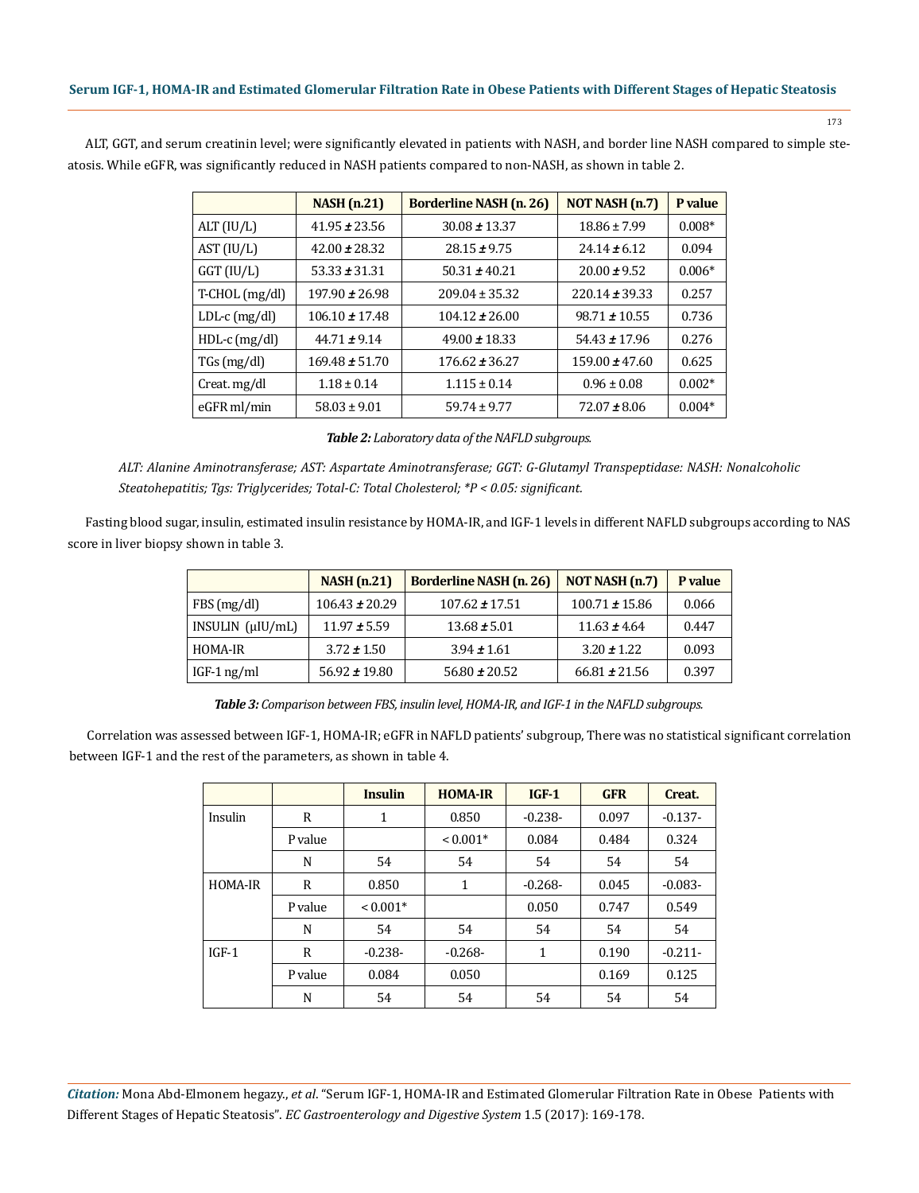ALT, GGT, and serum creatinin level; were significantly elevated in patients with NASH, and border line NASH compared to simple steatosis. While eGFR, was significantly reduced in NASH patients compared to non-NASH, as shown in table 2.

| | NASH (n.21) | Borderline NASH (n. 26) | NOT NASH (n.7) | P value |
|---|---|---|---|---|
| ALT (IU/L) | 41.95 ± 23.56 | 30.08 ± 13.37 | 18.86 ± 7.99 | 0.008* |
| AST (IU/L) | 42.00 ± 28.32 | 28.15 ± 9.75 | 24.14 ± 6.12 | 0.094 |
| GGT (IU/L) | 53.33 ± 31.31 | 50.31 ± 40.21 | 20.00 ± 9.52 | 0.006* |
| T-CHOL (mg/dl) | 197.90 ± 26.98 | 209.04 ± 35.32 | 220.14 ± 39.33 | 0.257 |
| LDL-c (mg/dl) | 106.10 ± 17.48 | 104.12 ± 26.00 | 98.71 ± 10.55 | 0.736 |
| HDL-c (mg/dl) | 44.71 ± 9.14 | 49.00 ± 18.33 | 54.43 ± 17.96 | 0.276 |
| TGs (mg/dl) | 169.48 ± 51.70 | 176.62 ± 36.27 | 159.00 ± 47.60 | 0.625 |
| Creat. mg/dl | 1.18 ± 0.14 | 1.115 ± 0.14 | 0.96 ± 0.08 | 0.002* |
| eGFR ml/min | 58.03 ± 9.01 | 59.74 ± 9.77 | 72.07 ± 8.06 | 0.004* |

***Table 2:** Laboratory data of the NAFLD subgroups.*

*ALT: Alanine Aminotransferase; AST: Aspartate Aminotransferase; GGT: G-Glutamyl Transpeptidase: NASH: Nonalcoholic Steatohepatitis; Tgs: Triglycerides; Total-C: Total Cholesterol; *P < 0.05: significant.*

Fasting blood sugar, insulin, estimated insulin resistance by HOMA-IR, and IGF-1 levels in different NAFLD subgroups according to NAS score in liver biopsy shown in table 3.

| | NASH (n.21) | Borderline NASH (n. 26) | NOT NASH (n.7) | P value |
|---|---|---|---|---|
| FBS (mg/dl) | 106.43 ± 20.29 | 107.62 ± 17.51 | 100.71 ± 15.86 | 0.066 |
| INSULIN (μIU/mL) | 11.97 ± 5.59 | 13.68 ± 5.01 | 11.63 ± 4.64 | 0.447 |
| HOMA-IR | 3.72 ± 1.50 | 3.94 ± 1.61 | 3.20 ± 1.22 | 0.093 |
| IGF-1 ng/ml | 56.92 ± 19.80 | 56.80 ± 20.52 | 66.81 ± 21.56 | 0.397 |

***Table 3:** Comparison between FBS, insulin level, HOMA-IR, and IGF-1 in the NAFLD subgroups.*

Correlation was assessed between IGF-1, HOMA-IR; eGFR in NAFLD patients' subgroup, There was no statistical significant correlation between IGF-1 and the rest of the parameters, as shown in table 4.

| | | Insulin | HOMA-IR | IGF-1 | GFR | Creat. |
|---|---|---|---|---|---|---|
| Insulin | R | 1 | 0.850 | -0.238- | 0.097 | -0.137- |
| | P value | | < 0.001* | 0.084 | 0.484 | 0.324 |
| | N | 54 | 54 | 54 | 54 | 54 |
| HOMA-IR | R | 0.850 | 1 | -0.268- | 0.045 | -0.083- |
| | P value | < 0.001* | | 0.050 | 0.747 | 0.549 |
| | N | 54 | 54 | 54 | 54 | 54 |
| IGF-1 | R | -0.238- | -0.268- | 1 | 0.190 | -0.211- |
| | P value | 0.084 | 0.050 | | 0.169 | 0.125 |
| | N | 54 | 54 | 54 | 54 | 54 |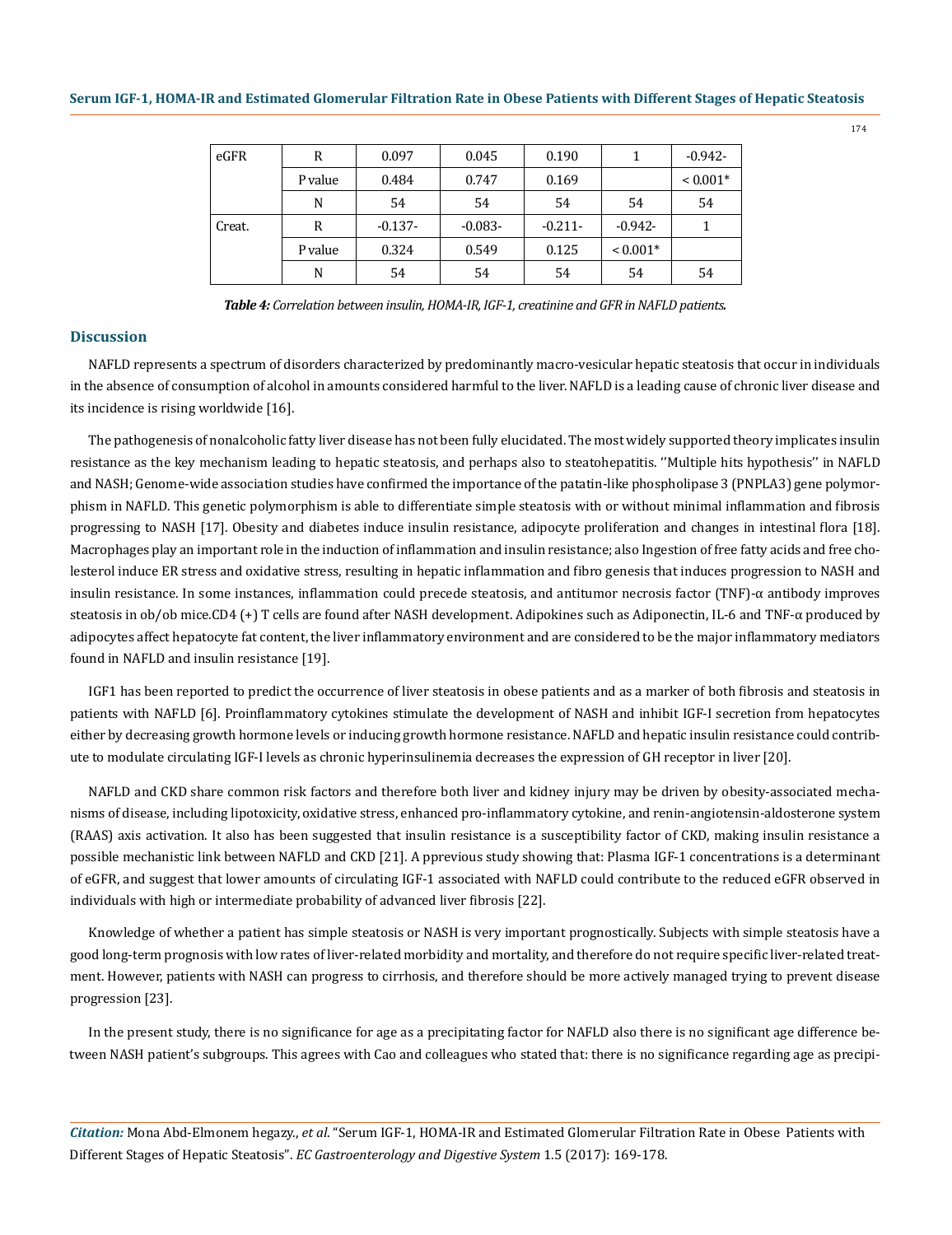| eGFR | R | 0.097 | 0.045 | 0.190 | 1 | -0.942- |
|---|---|---|---|---|---|---|
| | P value | 0.484 | 0.747 | 0.169 | | < 0.001* |
| | N | 54 | 54 | 54 | 54 | 54 |
| Creat. | R | -0.137- | -0.083- | -0.211- | -0.942- | 1 |
| | P value | 0.324 | 0.549 | 0.125 | < 0.001* | |
| | N | 54 | 54 | 54 | 54 | 54 |

***Table 4:*** *Correlation between insulin, HOMA-IR, IGF-1, creatinine and GFR in NAFLD patients.*

## Discussion

NAFLD represents a spectrum of disorders characterized by predominantly macro-vesicular hepatic steatosis that occur in individuals in the absence of consumption of alcohol in amounts considered harmful to the liver. NAFLD is a leading cause of chronic liver disease and its incidence is rising worldwide [16].

The pathogenesis of nonalcoholic fatty liver disease has not been fully elucidated. The most widely supported theory implicates insulin resistance as the key mechanism leading to hepatic steatosis, and perhaps also to steatohepatitis. ''Multiple hits hypothesis'' in NAFLD and NASH; Genome-wide association studies have confirmed the importance of the patatin-like phospholipase 3 (PNPLA3) gene polymorphism in NAFLD. This genetic polymorphism is able to differentiate simple steatosis with or without minimal inflammation and fibrosis progressing to NASH [17]. Obesity and diabetes induce insulin resistance, adipocyte proliferation and changes in intestinal flora [18]. Macrophages play an important role in the induction of inflammation and insulin resistance; also Ingestion of free fatty acids and free cholesterol induce ER stress and oxidative stress, resulting in hepatic inflammation and fibro genesis that induces progression to NASH and insulin resistance. In some instances, inflammation could precede steatosis, and antitumor necrosis factor (TNF)-α antibody improves steatosis in ob/ob mice.CD4 (+) T cells are found after NASH development. Adipokines such as Adiponectin, IL-6 and TNF-α produced by adipocytes affect hepatocyte fat content, the liver inflammatory environment and are considered to be the major inflammatory mediators found in NAFLD and insulin resistance [19].

IGF1 has been reported to predict the occurrence of liver steatosis in obese patients and as a marker of both fibrosis and steatosis in patients with NAFLD [6]. Proinflammatory cytokines stimulate the development of NASH and inhibit IGF-I secretion from hepatocytes either by decreasing growth hormone levels or inducing growth hormone resistance. NAFLD and hepatic insulin resistance could contribute to modulate circulating IGF-I levels as chronic hyperinsulinemia decreases the expression of GH receptor in liver [20].

NAFLD and CKD share common risk factors and therefore both liver and kidney injury may be driven by obesity-associated mechanisms of disease, including lipotoxicity, oxidative stress, enhanced pro-inflammatory cytokine, and renin-angiotensin-aldosterone system (RAAS) axis activation. It also has been suggested that insulin resistance is a susceptibility factor of CKD, making insulin resistance a possible mechanistic link between NAFLD and CKD [21]. A pprevious study showing that: Plasma IGF-1 concentrations is a determinant of eGFR, and suggest that lower amounts of circulating IGF-1 associated with NAFLD could contribute to the reduced eGFR observed in individuals with high or intermediate probability of advanced liver fibrosis [22].

Knowledge of whether a patient has simple steatosis or NASH is very important prognostically. Subjects with simple steatosis have a good long-term prognosis with low rates of liver-related morbidity and mortality, and therefore do not require specific liver-related treatment. However, patients with NASH can progress to cirrhosis, and therefore should be more actively managed trying to prevent disease progression [23].

In the present study, there is no significance for age as a precipitating factor for NAFLD also there is no significant age difference between NASH patient's subgroups. This agrees with Cao and colleagues who stated that: there is no significance regarding age as precipi-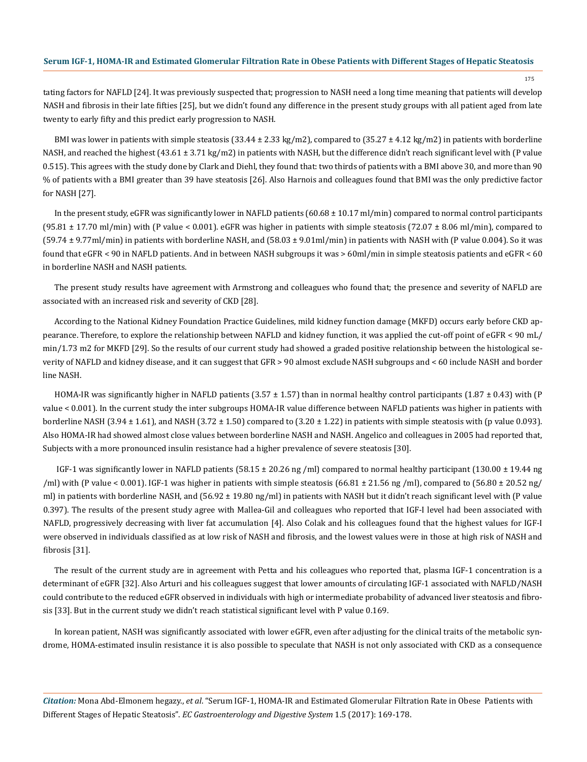tating factors for NAFLD [24]. It was previously suspected that; progression to NASH need a long time meaning that patients will develop NASH and fibrosis in their late fifties [25], but we didn't found any difference in the present study groups with all patient aged from late twenty to early fifty and this predict early progression to NASH.

BMI was lower in patients with simple steatosis (33.44 ± 2.33 kg/m2), compared to (35.27 ± 4.12 kg/m2) in patients with borderline NASH, and reached the highest (43.61 ± 3.71 kg/m2) in patients with NASH, but the difference didn't reach significant level with (P value 0.515). This agrees with the study done by Clark and Diehl, they found that: two thirds of patients with a BMI above 30, and more than 90 % of patients with a BMI greater than 39 have steatosis [26]. Also Harnois and colleagues found that BMI was the only predictive factor for NASH [27].

In the present study, eGFR was significantly lower in NAFLD patients (60.68 ± 10.17 ml/min) compared to normal control participants (95.81 ± 17.70 ml/min) with (P value < 0.001). eGFR was higher in patients with simple steatosis (72.07 ± 8.06 ml/min), compared to (59.74 ± 9.77ml/min) in patients with borderline NASH, and (58.03 ± 9.01ml/min) in patients with NASH with (P value 0.004). So it was found that eGFR < 90 in NAFLD patients. And in between NASH subgroups it was > 60ml/min in simple steatosis patients and eGFR < 60 in borderline NASH and NASH patients.

The present study results have agreement with Armstrong and colleagues who found that; the presence and severity of NAFLD are associated with an increased risk and severity of CKD [28].

According to the National Kidney Foundation Practice Guidelines, mild kidney function damage (MKFD) occurs early before CKD appearance. Therefore, to explore the relationship between NAFLD and kidney function, it was applied the cut-off point of eGFR < 90 mL/min/1.73 m2 for MKFD [29]. So the results of our current study had showed a graded positive relationship between the histological severity of NAFLD and kidney disease, and it can suggest that GFR > 90 almost exclude NASH subgroups and < 60 include NASH and border line NASH.

HOMA-IR was significantly higher in NAFLD patients (3.57 ± 1.57) than in normal healthy control participants (1.87 ± 0.43) with (P value < 0.001). In the current study the inter subgroups HOMA-IR value difference between NAFLD patients was higher in patients with borderline NASH (3.94 ± 1.61), and NASH (3.72 ± 1.50) compared to (3.20 ± 1.22) in patients with simple steatosis with (p value 0.093). Also HOMA-IR had showed almost close values between borderline NASH and NASH. Angelico and colleagues in 2005 had reported that, Subjects with a more pronounced insulin resistance had a higher prevalence of severe steatosis [30].

IGF-1 was significantly lower in NAFLD patients (58.15 ± 20.26 ng /ml) compared to normal healthy participant (130.00 ± 19.44 ng /ml) with (P value < 0.001). IGF-1 was higher in patients with simple steatosis (66.81 ± 21.56 ng /ml), compared to (56.80 ± 20.52 ng/ml) in patients with borderline NASH, and (56.92 ± 19.80 ng/ml) in patients with NASH but it didn't reach significant level with (P value 0.397). The results of the present study agree with Mallea-Gil and colleagues who reported that IGF-I level had been associated with NAFLD, progressively decreasing with liver fat accumulation [4]. Also Colak and his colleagues found that the highest values for IGF-I were observed in individuals classified as at low risk of NASH and fibrosis, and the lowest values were in those at high risk of NASH and fibrosis [31].

The result of the current study are in agreement with Petta and his colleagues who reported that, plasma IGF-1 concentration is a determinant of eGFR [32]. Also Arturi and his colleagues suggest that lower amounts of circulating IGF-1 associated with NAFLD/NASH could contribute to the reduced eGFR observed in individuals with high or intermediate probability of advanced liver steatosis and fibrosis [33]. But in the current study we didn't reach statistical significant level with P value 0.169.

In korean patient, NASH was significantly associated with lower eGFR, even after adjusting for the clinical traits of the metabolic syndrome, HOMA-estimated insulin resistance it is also possible to speculate that NASH is not only associated with CKD as a consequence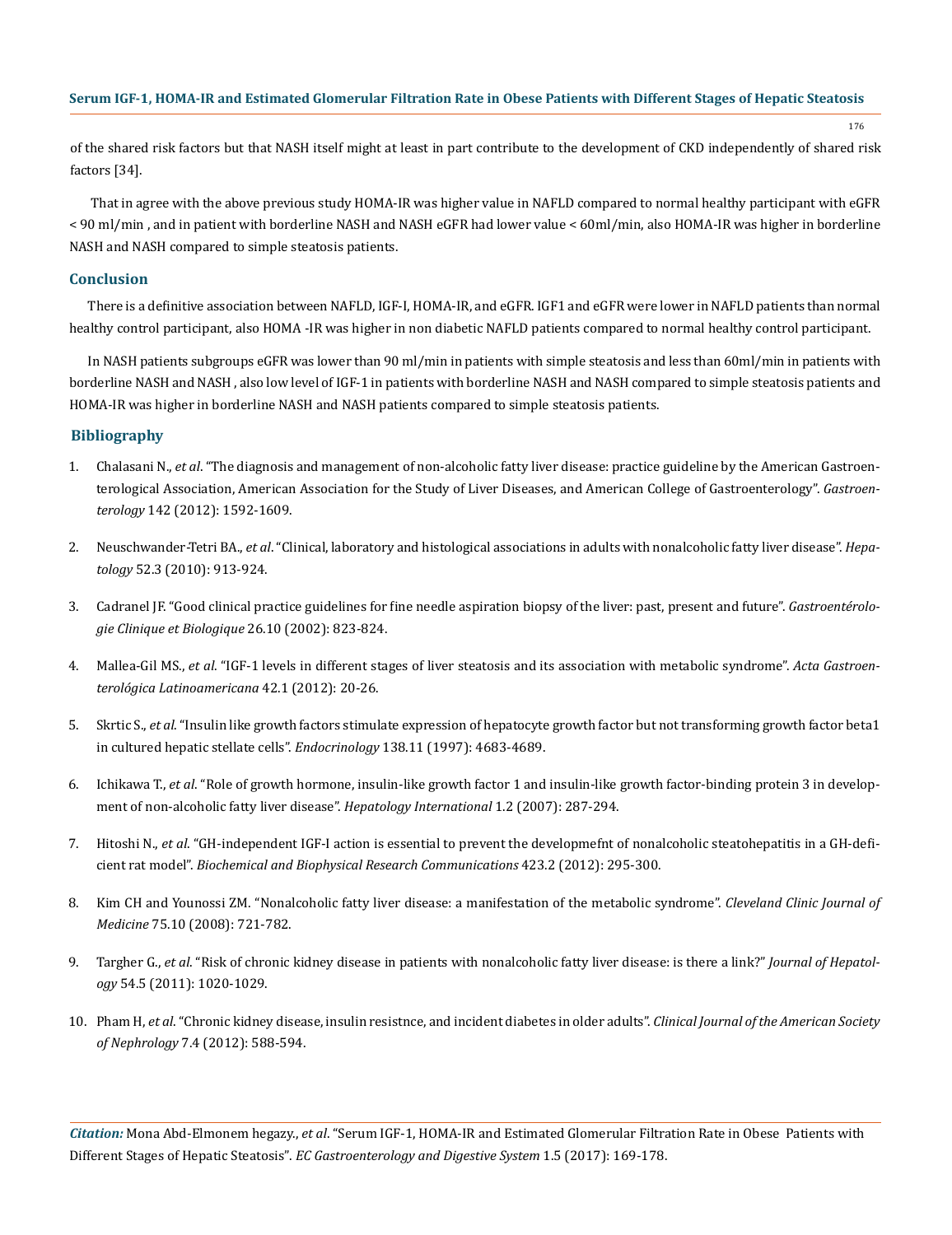of the shared risk factors but that NASH itself might at least in part contribute to the development of CKD independently of shared risk factors [34].

That in agree with the above previous study HOMA-IR was higher value in NAFLD compared to normal healthy participant with eGFR < 90 ml/min , and in patient with borderline NASH and NASH eGFR had lower value < 60ml/min, also HOMA-IR was higher in borderline NASH and NASH compared to simple steatosis patients.

## Conclusion

There is a definitive association between NAFLD, IGF-I, HOMA-IR, and eGFR. IGF1 and eGFR were lower in NAFLD patients than normal healthy control participant, also HOMA -IR was higher in non diabetic NAFLD patients compared to normal healthy control participant.

In NASH patients subgroups eGFR was lower than 90 ml/min in patients with simple steatosis and less than 60ml/min in patients with borderline NASH and NASH , also low level of IGF-1 in patients with borderline NASH and NASH compared to simple steatosis patients and HOMA-IR was higher in borderline NASH and NASH patients compared to simple steatosis patients.

## Bibliography

1. Chalasani N., *et al*. "The diagnosis and management of non-alcoholic fatty liver disease: practice guideline by the American Gastroenterological Association, American Association for the Study of Liver Diseases, and American College of Gastroenterology". *Gastroenterology* 142 (2012): 1592-1609.
2. Neuschwander-Tetri BA., *et al*. "Clinical, laboratory and histological associations in adults with nonalcoholic fatty liver disease". *Hepatology* 52.3 (2010): 913-924.
3. Cadranel JF. "Good clinical practice guidelines for fine needle aspiration biopsy of the liver: past, present and future". *Gastroentérologie Clinique et Biologique* 26.10 (2002): 823-824.
4. Mallea-Gil MS., *et al*. "IGF-1 levels in different stages of liver steatosis and its association with metabolic syndrome". *Acta Gastroenterológica Latinoamericana* 42.1 (2012): 20-26.
5. Skrtic S., *et al*. "Insulin like growth factors stimulate expression of hepatocyte growth factor but not transforming growth factor beta1 in cultured hepatic stellate cells". *Endocrinology* 138.11 (1997): 4683-4689.
6. Ichikawa T., *et al*. "Role of growth hormone, insulin-like growth factor 1 and insulin-like growth factor-binding protein 3 in development of non-alcoholic fatty liver disease". *Hepatology International* 1.2 (2007): 287-294.
7. Hitoshi N., *et al*. "GH-independent IGF-I action is essential to prevent the developmefnt of nonalcoholic steatohepatitis in a GH-deficient rat model". *Biochemical and Biophysical Research Communications* 423.2 (2012): 295-300.
8. Kim CH and Younossi ZM. "Nonalcoholic fatty liver disease: a manifestation of the metabolic syndrome". *Cleveland Clinic Journal of Medicine* 75.10 (2008): 721-782.
9. Targher G., *et al*. "Risk of chronic kidney disease in patients with nonalcoholic fatty liver disease: is there a link?" *Journal of Hepatology* 54.5 (2011): 1020-1029.
10. Pham H, *et al*. "Chronic kidney disease, insulin resistnce, and incident diabetes in older adults". *Clinical Journal of the American Society of Nephrology* 7.4 (2012): 588-594.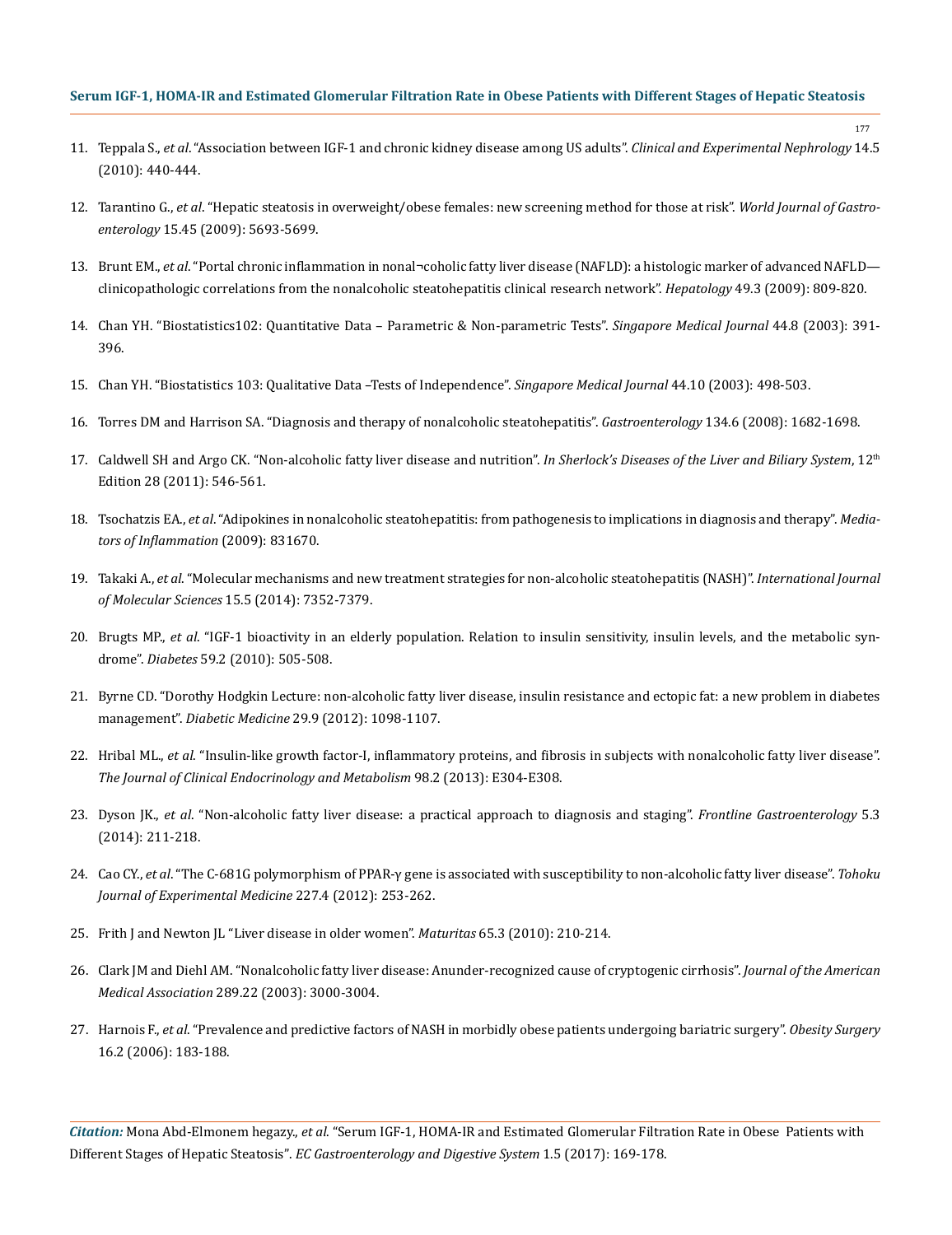11. Teppala S., *et al*. "Association between IGF-1 and chronic kidney disease among US adults". *Clinical and Experimental Nephrology* 14.5 (2010): 440-444.

12. Tarantino G., *et al*. "Hepatic steatosis in overweight/obese females: new screening method for those at risk". *World Journal of Gastroenterology* 15.45 (2009): 5693-5699.

13. Brunt EM., *et al*. "Portal chronic inflammation in nonal¬coholic fatty liver disease (NAFLD): a histologic marker of advanced NAFLD—clinicopathologic correlations from the nonalcoholic steatohepatitis clinical research network". *Hepatology* 49.3 (2009): 809-820.

14. Chan YH. "Biostatistics102: Quantitative Data – Parametric & Non-parametric Tests". *Singapore Medical Journal* 44.8 (2003): 391-396.

15. Chan YH. "Biostatistics 103: Qualitative Data –Tests of Independence". *Singapore Medical Journal* 44.10 (2003): 498-503.

16. Torres DM and Harrison SA. "Diagnosis and therapy of nonalcoholic steatohepatitis". *Gastroenterology* 134.6 (2008): 1682-1698.

17. Caldwell SH and Argo CK. "Non-alcoholic fatty liver disease and nutrition". *In Sherlock's Diseases of the Liver and Biliary System*, 12th Edition 28 (2011): 546-561.

18. Tsochatzis EA., *et al*. "Adipokines in nonalcoholic steatohepatitis: from pathogenesis to implications in diagnosis and therapy". *Mediators of Inflammation* (2009): 831670.

19. Takaki A., *et al*. "Molecular mechanisms and new treatment strategies for non-alcoholic steatohepatitis (NASH)". *International Journal of Molecular Sciences* 15.5 (2014): 7352-7379.

20. Brugts MP., *et al*. "IGF-1 bioactivity in an elderly population. Relation to insulin sensitivity, insulin levels, and the metabolic syndrome". *Diabetes* 59.2 (2010): 505-508.

21. Byrne CD. "Dorothy Hodgkin Lecture: non-alcoholic fatty liver disease, insulin resistance and ectopic fat: a new problem in diabetes management". *Diabetic Medicine* 29.9 (2012): 1098-1107.

22. Hribal ML., *et al*. "Insulin-like growth factor-I, inflammatory proteins, and fibrosis in subjects with nonalcoholic fatty liver disease". *The Journal of Clinical Endocrinology and Metabolism* 98.2 (2013): E304-E308.

23. Dyson JK., *et al*. "Non-alcoholic fatty liver disease: a practical approach to diagnosis and staging". *Frontline Gastroenterology* 5.3 (2014): 211-218.

24. Cao CY., *et al*. "The C-681G polymorphism of PPAR-γ gene is associated with susceptibility to non-alcoholic fatty liver disease". *Tohoku Journal of Experimental Medicine* 227.4 (2012): 253-262.

25. Frith J and Newton JL "Liver disease in older women". *Maturitas* 65.3 (2010): 210-214.

26. Clark JM and Diehl AM. "Nonalcoholic fatty liver disease: Anunder-recognized cause of cryptogenic cirrhosis". *Journal of the American Medical Association* 289.22 (2003): 3000-3004.

27. Harnois F., *et al*. "Prevalence and predictive factors of NASH in morbidly obese patients undergoing bariatric surgery". *Obesity Surgery* 16.2 (2006): 183-188.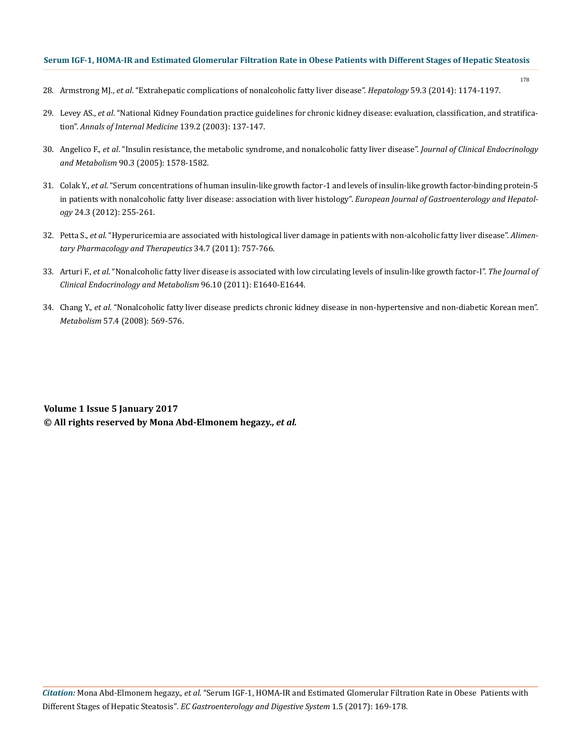28. Armstrong MJ., *et al*. "Extrahepatic complications of nonalcoholic fatty liver disease". *Hepatology* 59.3 (2014): 1174-1197.

29. Levey AS., *et al*. "National Kidney Foundation practice guidelines for chronic kidney disease: evaluation, classification, and stratification". *Annals of Internal Medicine* 139.2 (2003): 137-147.

30. Angelico F., *et al*. "Insulin resistance, the metabolic syndrome, and nonalcoholic fatty liver disease". *Journal of Clinical Endocrinology and Metabolism* 90.3 (2005): 1578-1582.

31. Colak Y., *et al*. "Serum concentrations of human insulin-like growth factor-1 and levels of insulin-like growth factor-binding protein-5 in patients with nonalcoholic fatty liver disease: association with liver histology". *European Journal of Gastroenterology and Hepatology* 24.3 (2012): 255-261.

32. Petta S., *et al*. "Hyperuricemia are associated with histological liver damage in patients with non-alcoholic fatty liver disease". *Alimentary Pharmacology and Therapeutics* 34.7 (2011): 757-766.

33. Arturi F., *et al*. "Nonalcoholic fatty liver disease is associated with low circulating levels of insulin-like growth factor-I". *The Journal of Clinical Endocrinology and Metabolism* 96.10 (2011): E1640-E1644.

34. Chang Y., *et al*. "Nonalcoholic fatty liver disease predicts chronic kidney disease in non-hypertensive and non-diabetic Korean men". *Metabolism* 57.4 (2008): 569-576.

**Volume 1 Issue 5 January 2017**
**© All rights reserved by Mona Abd-Elmonem hegazy., *et al.***